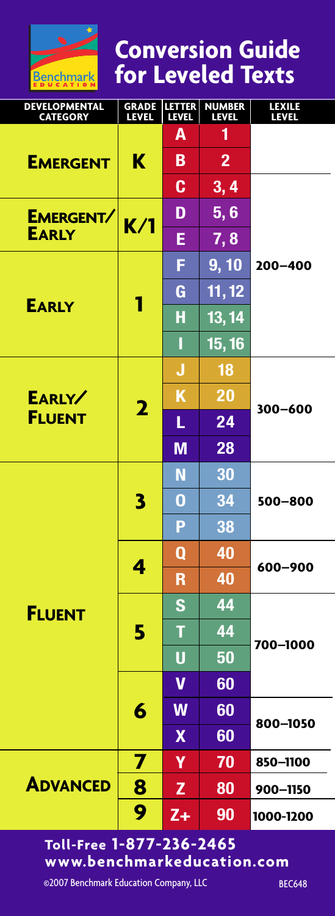# Conversion Guide for Leveled Texts

| Developmental Category | Grade Level | Letter Level | Number Level | Lexile Level |
|---|---|---|---|---|
| Emergent | K | A | 1 | |
| | | B | 2 | |
| | | C | 3, 4 | 200–400 |
| Emergent/ Early | K/1 | D | 5, 6 | |
| | | E | 7, 8 | |
| Early | 1 | F | 9, 10 | |
| | | G | 11, 12 | |
| | | H | 13, 14 | |
| | | I | 15, 16 | |
| Early/ Fluent | 2 | J | 18 | 300–600 |
| | | K | 20 | |
| | | L | 24 | |
| | | M | 28 | |
| Fluent | 3 | N | 30 | 500–800 |
| | | O | 34 | |
| | | P | 38 | |
| | 4 | Q | 40 | 600–900 |
| | | R | 40 | |
| | 5 | S | 44 | 700–1000 |
| | | T | 44 | |
| | | U | 50 | |
| | 6 | V | 60 | |
| | | W | 60 | 800–1050 |
| | | X | 60 | |
| Advanced | 7 | Y | 70 | 850–1100 |
| | 8 | Z | 80 | 900–1150 |
| | 9 | Z+ | 90 | 1000-1200 |

**Toll-Free 1-877-236-2465**
**www.benchmarkeducation.com**

©2007 Benchmark Education Company, LLC BEC648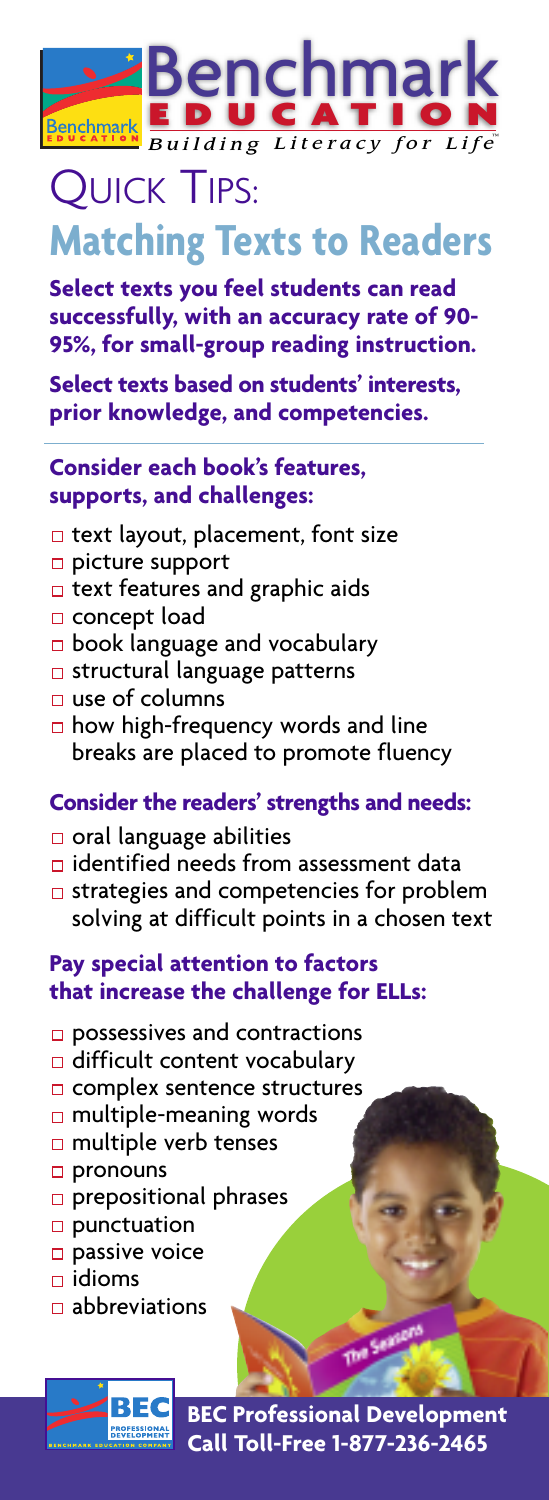Benchmark EDUCATION *Building Literacy for Life*™

# QUICK TIPS:

## Matching Texts to Readers

**Select texts you feel students can read successfully, with an accuracy rate of 90-95%, for small-group reading instruction.**

**Select texts based on students' interests, prior knowledge, and competencies.**

### Consider each book's features, supports, and challenges:

- text layout, placement, font size
- picture support
- text features and graphic aids
- concept load
- book language and vocabulary
- structural language patterns
- use of columns
- how high-frequency words and line breaks are placed to promote fluency

### Consider the readers' strengths and needs:

- oral language abilities
- identified needs from assessment data
- strategies and competencies for problem solving at difficult points in a chosen text

### Pay special attention to factors that increase the challenge for ELLs:

- possessives and contractions
- difficult content vocabulary
- complex sentence structures
- multiple-meaning words
- multiple verb tenses
- pronouns
- prepositional phrases
- punctuation
- passive voice
- idioms
- abbreviations

**BEC Professional Development**
**Call Toll-Free 1-877-236-2465**